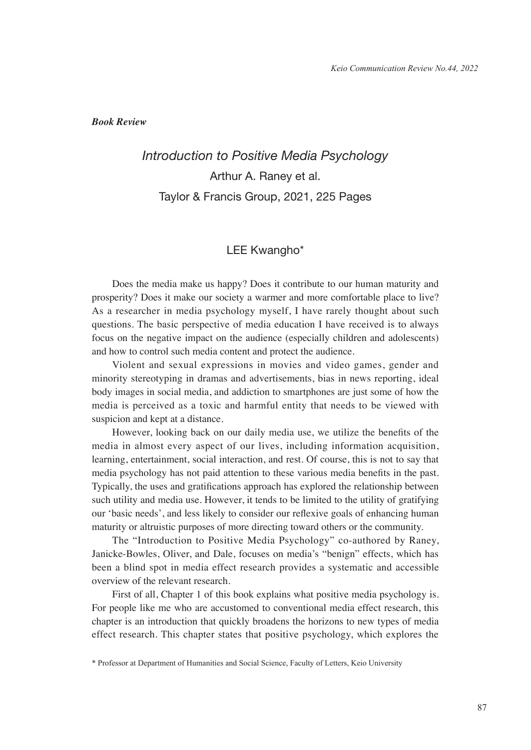*Book Review*

# *Introduction to Positive Media Psychology*

Arthur A. Raney et al.

Taylor & Francis Group, 2021, 225 Pages

LEE Kwangho*

Does the media make us happy? Does it contribute to our human maturity and prosperity? Does it make our society a warmer and more comfortable place to live? As a researcher in media psychology myself, I have rarely thought about such questions. The basic perspective of media education I have received is to always focus on the negative impact on the audience (especially children and adolescents) and how to control such media content and protect the audience.

Violent and sexual expressions in movies and video games, gender and minority stereotyping in dramas and advertisements, bias in news reporting, ideal body images in social media, and addiction to smartphones are just some of how the media is perceived as a toxic and harmful entity that needs to be viewed with suspicion and kept at a distance.

However, looking back on our daily media use, we utilize the benefits of the media in almost every aspect of our lives, including information acquisition, learning, entertainment, social interaction, and rest. Of course, this is not to say that media psychology has not paid attention to these various media benefits in the past. Typically, the uses and gratifications approach has explored the relationship between such utility and media use. However, it tends to be limited to the utility of gratifying our 'basic needs', and less likely to consider our reflexive goals of enhancing human maturity or altruistic purposes of more directing toward others or the community.

The "Introduction to Positive Media Psychology" co-authored by Raney, Janicke-Bowles, Oliver, and Dale, focuses on media's "benign" effects, which has been a blind spot in media effect research provides a systematic and accessible overview of the relevant research.

First of all, Chapter 1 of this book explains what positive media psychology is. For people like me who are accustomed to conventional media effect research, this chapter is an introduction that quickly broadens the horizons to new types of media effect research. This chapter states that positive psychology, which explores the

\* Professor at Department of Humanities and Social Science, Faculty of Letters, Keio University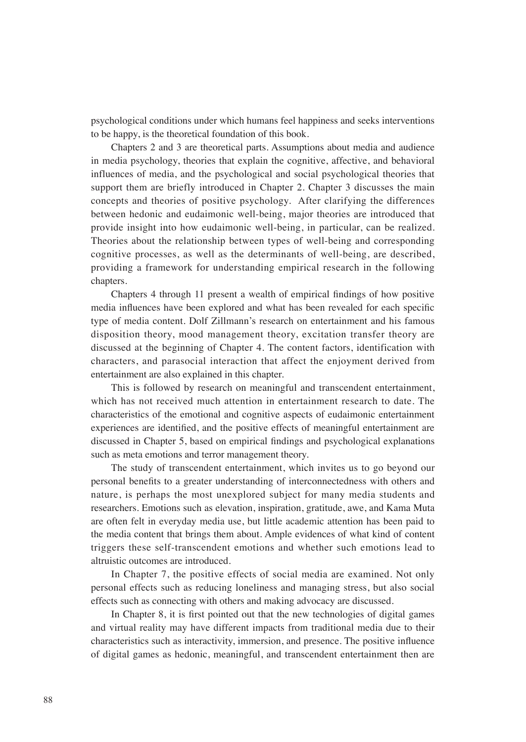psychological conditions under which humans feel happiness and seeks interventions to be happy, is the theoretical foundation of this book.

Chapters 2 and 3 are theoretical parts. Assumptions about media and audience in media psychology, theories that explain the cognitive, affective, and behavioral influences of media, and the psychological and social psychological theories that support them are briefly introduced in Chapter 2. Chapter 3 discusses the main concepts and theories of positive psychology. After clarifying the differences between hedonic and eudaimonic well-being, major theories are introduced that provide insight into how eudaimonic well-being, in particular, can be realized. Theories about the relationship between types of well-being and corresponding cognitive processes, as well as the determinants of well-being, are described, providing a framework for understanding empirical research in the following chapters.

Chapters 4 through 11 present a wealth of empirical findings of how positive media influences have been explored and what has been revealed for each specific type of media content. Dolf Zillmann's research on entertainment and his famous disposition theory, mood management theory, excitation transfer theory are discussed at the beginning of Chapter 4. The content factors, identification with characters, and parasocial interaction that affect the enjoyment derived from entertainment are also explained in this chapter.

This is followed by research on meaningful and transcendent entertainment, which has not received much attention in entertainment research to date. The characteristics of the emotional and cognitive aspects of eudaimonic entertainment experiences are identified, and the positive effects of meaningful entertainment are discussed in Chapter 5, based on empirical findings and psychological explanations such as meta emotions and terror management theory.

The study of transcendent entertainment, which invites us to go beyond our personal benefits to a greater understanding of interconnectedness with others and nature, is perhaps the most unexplored subject for many media students and researchers. Emotions such as elevation, inspiration, gratitude, awe, and Kama Muta are often felt in everyday media use, but little academic attention has been paid to the media content that brings them about. Ample evidences of what kind of content triggers these self-transcendent emotions and whether such emotions lead to altruistic outcomes are introduced.

In Chapter 7, the positive effects of social media are examined. Not only personal effects such as reducing loneliness and managing stress, but also social effects such as connecting with others and making advocacy are discussed.

In Chapter 8, it is first pointed out that the new technologies of digital games and virtual reality may have different impacts from traditional media due to their characteristics such as interactivity, immersion, and presence. The positive influence of digital games as hedonic, meaningful, and transcendent entertainment then are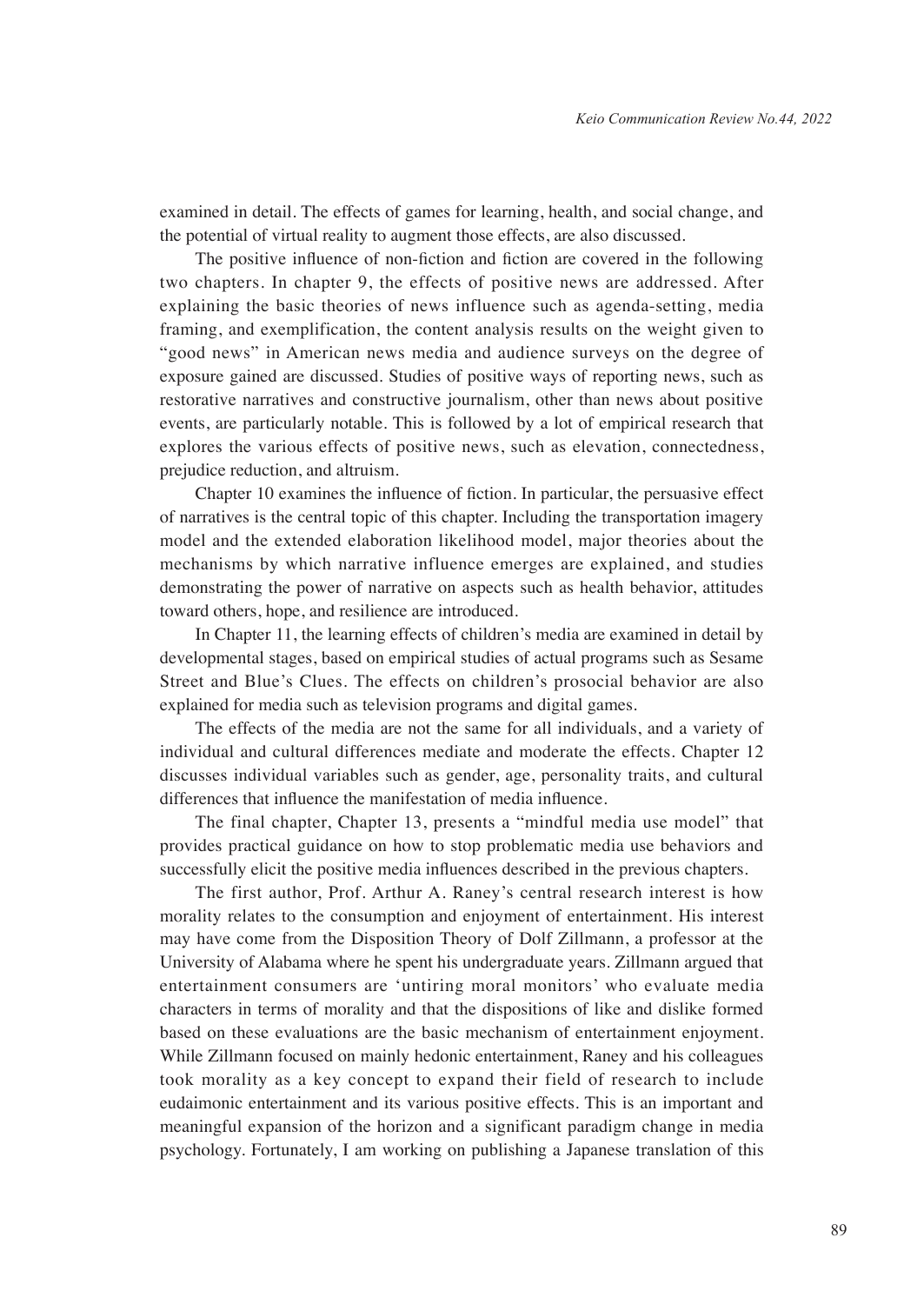examined in detail. The effects of games for learning, health, and social change, and the potential of virtual reality to augment those effects, are also discussed.

The positive influence of non-fiction and fiction are covered in the following two chapters. In chapter 9, the effects of positive news are addressed. After explaining the basic theories of news influence such as agenda-setting, media framing, and exemplification, the content analysis results on the weight given to "good news" in American news media and audience surveys on the degree of exposure gained are discussed. Studies of positive ways of reporting news, such as restorative narratives and constructive journalism, other than news about positive events, are particularly notable. This is followed by a lot of empirical research that explores the various effects of positive news, such as elevation, connectedness, prejudice reduction, and altruism.

Chapter 10 examines the influence of fiction. In particular, the persuasive effect of narratives is the central topic of this chapter. Including the transportation imagery model and the extended elaboration likelihood model, major theories about the mechanisms by which narrative influence emerges are explained, and studies demonstrating the power of narrative on aspects such as health behavior, attitudes toward others, hope, and resilience are introduced.

In Chapter 11, the learning effects of children's media are examined in detail by developmental stages, based on empirical studies of actual programs such as Sesame Street and Blue's Clues. The effects on children's prosocial behavior are also explained for media such as television programs and digital games.

The effects of the media are not the same for all individuals, and a variety of individual and cultural differences mediate and moderate the effects. Chapter 12 discusses individual variables such as gender, age, personality traits, and cultural differences that influence the manifestation of media influence.

The final chapter, Chapter 13, presents a "mindful media use model" that provides practical guidance on how to stop problematic media use behaviors and successfully elicit the positive media influences described in the previous chapters.

The first author, Prof. Arthur A. Raney's central research interest is how morality relates to the consumption and enjoyment of entertainment. His interest may have come from the Disposition Theory of Dolf Zillmann, a professor at the University of Alabama where he spent his undergraduate years. Zillmann argued that entertainment consumers are 'untiring moral monitors' who evaluate media characters in terms of morality and that the dispositions of like and dislike formed based on these evaluations are the basic mechanism of entertainment enjoyment. While Zillmann focused on mainly hedonic entertainment, Raney and his colleagues took morality as a key concept to expand their field of research to include eudaimonic entertainment and its various positive effects. This is an important and meaningful expansion of the horizon and a significant paradigm change in media psychology. Fortunately, I am working on publishing a Japanese translation of this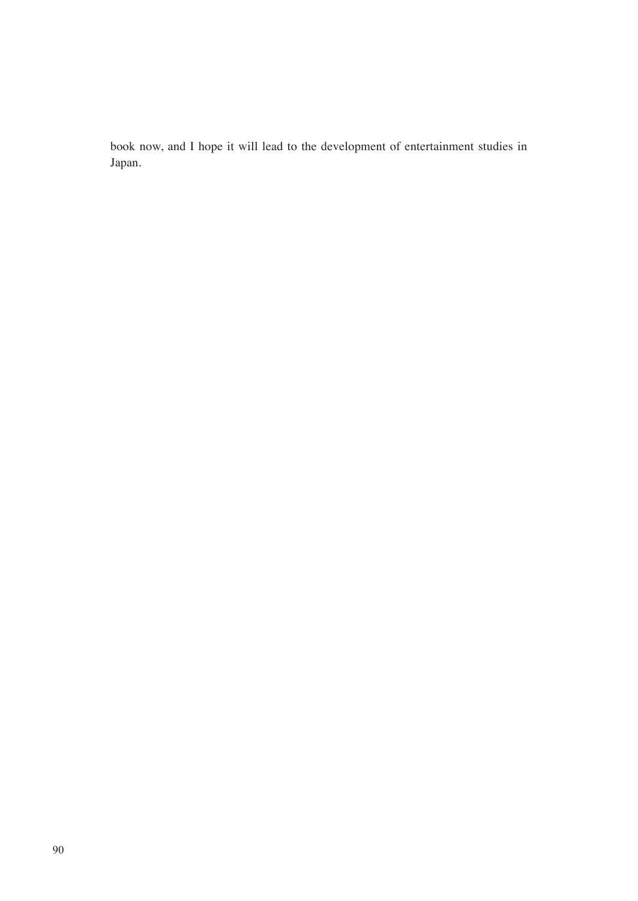book now, and I hope it will lead to the development of entertainment studies in Japan.